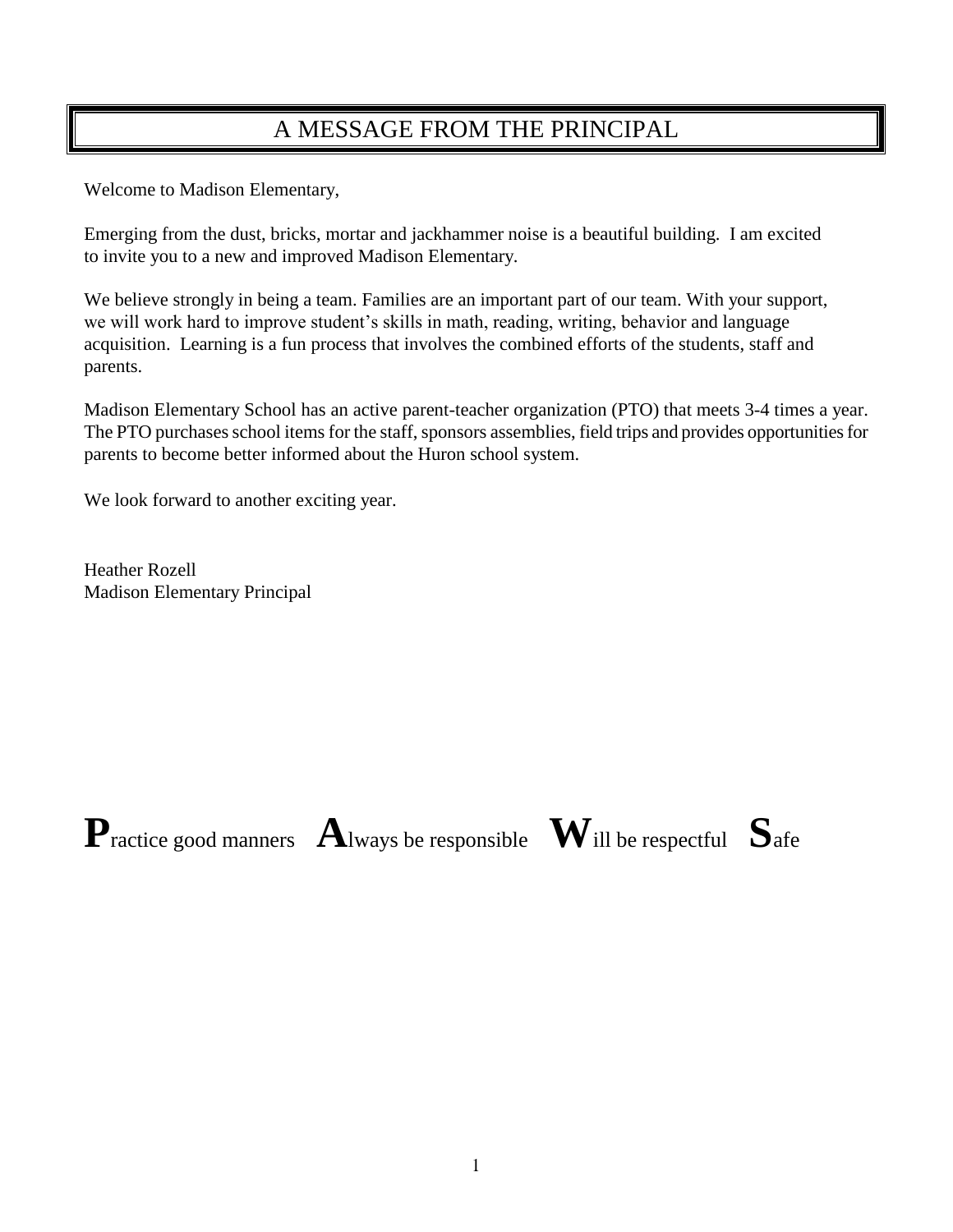# A MESSAGE FROM THE PRINCIPAL

Welcome to Madison Elementary,

Emerging from the dust, bricks, mortar and jackhammer noise is a beautiful building. I am excited to invite you to a new and improved Madison Elementary.

We believe strongly in being a team. Families are an important part of our team. With your support, we will work hard to improve student's skills in math, reading, writing, behavior and language acquisition. Learning is a fun process that involves the combined efforts of the students, staff and parents.

Madison Elementary School has an active parent-teacher organization (PTO) that meets 3-4 times a year. The PTO purchases school items for the staff, sponsors assemblies, field trips and provides opportunities for parents to become better informed about the Huron school system.

We look forward to another exciting year.

Heather Rozell
Madison Elementary Principal

**P**ractice good manners **A**lways be responsible **W**ill be respectful **S**afe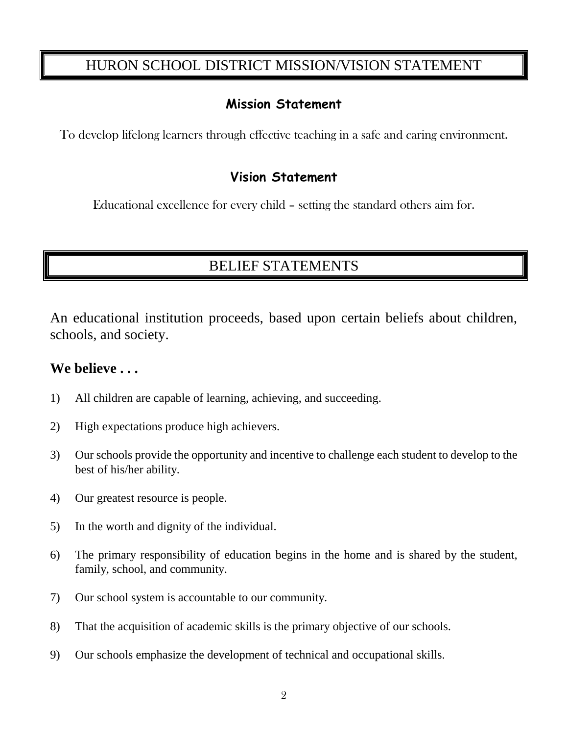# HURON SCHOOL DISTRICT MISSION/VISION STATEMENT

## Mission Statement

To develop lifelong learners through effective teaching in a safe and caring environment.

## Vision Statement

Educational excellence for every child – setting the standard others aim for.

# BELIEF STATEMENTS

An educational institution proceeds, based upon certain beliefs about children, schools, and society.

**We believe . . .**

1) All children are capable of learning, achieving, and succeeding.
2) High expectations produce high achievers.
3) Our schools provide the opportunity and incentive to challenge each student to develop to the best of his/her ability.
4) Our greatest resource is people.
5) In the worth and dignity of the individual.
6) The primary responsibility of education begins in the home and is shared by the student, family, school, and community.
7) Our school system is accountable to our community.
8) That the acquisition of academic skills is the primary objective of our schools.
9) Our schools emphasize the development of technical and occupational skills.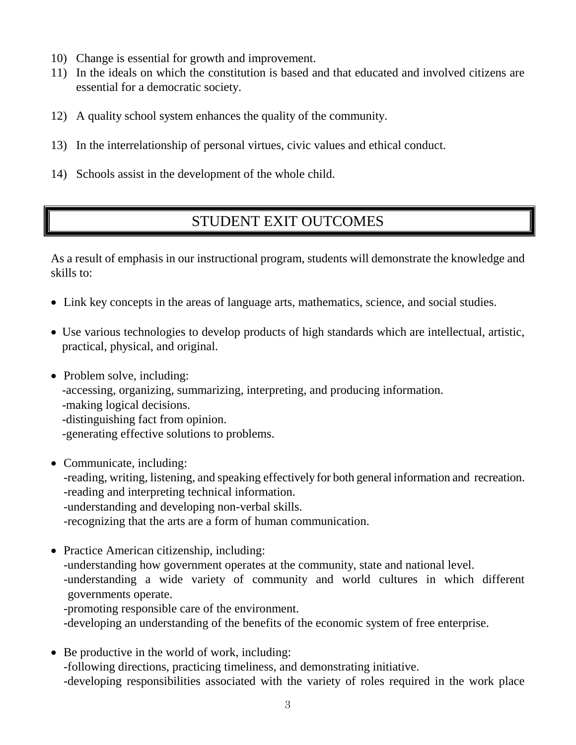10) Change is essential for growth and improvement.
11) In the ideals on which the constitution is based and that educated and involved citizens are essential for a democratic society.
12) A quality school system enhances the quality of the community.
13) In the interrelationship of personal virtues, civic values and ethical conduct.
14) Schools assist in the development of the whole child.

## STUDENT EXIT OUTCOMES

As a result of emphasis in our instructional program, students will demonstrate the knowledge and skills to:

- Link key concepts in the areas of language arts, mathematics, science, and social studies.
- Use various technologies to develop products of high standards which are intellectual, artistic, practical, physical, and original.
- Problem solve, including:
  - -accessing, organizing, summarizing, interpreting, and producing information.
  - -making logical decisions.
  - -distinguishing fact from opinion.
  - -generating effective solutions to problems.
- Communicate, including:
  - -reading, writing, listening, and speaking effectively for both general information and recreation.
  - -reading and interpreting technical information.
  - -understanding and developing non-verbal skills.
  - -recognizing that the arts are a form of human communication.
- Practice American citizenship, including:
  - -understanding how government operates at the community, state and national level.
  - -understanding a wide variety of community and world cultures in which different governments operate.
  - -promoting responsible care of the environment.
  - -developing an understanding of the benefits of the economic system of free enterprise.
- Be productive in the world of work, including:
  - -following directions, practicing timeliness, and demonstrating initiative.
  - -developing responsibilities associated with the variety of roles required in the work place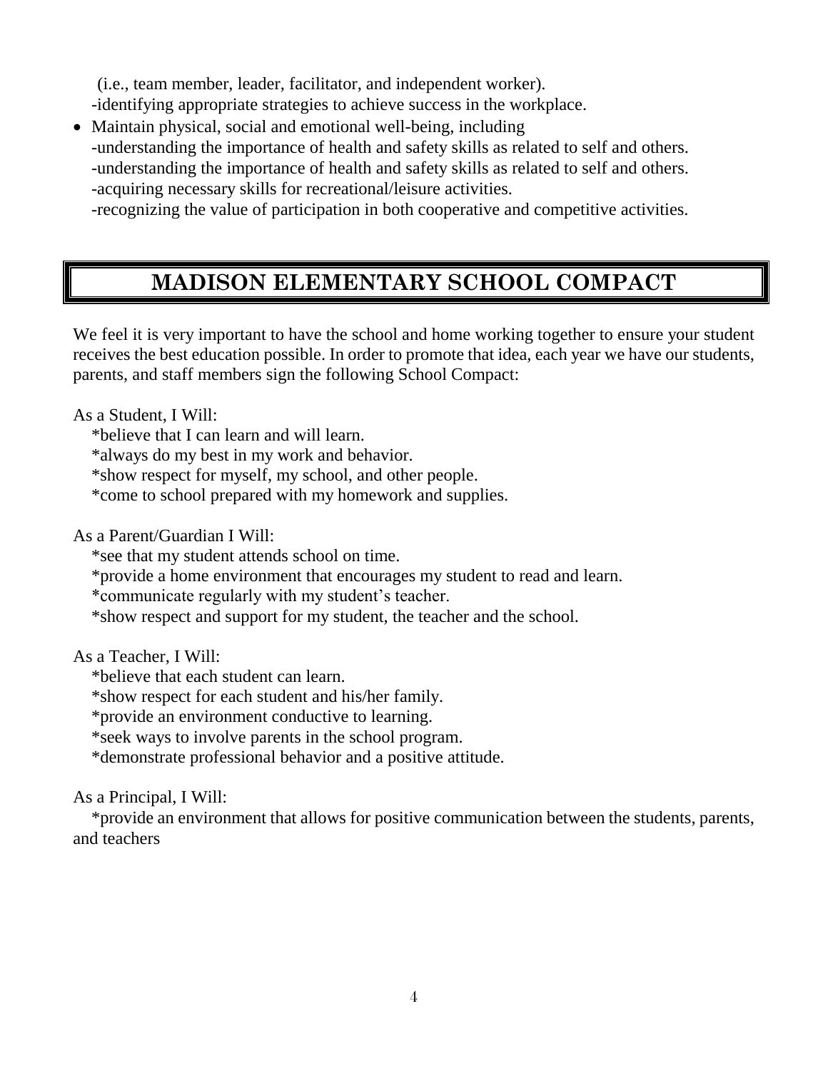(i.e., team member, leader, facilitator, and independent worker).
-identifying appropriate strategies to achieve success in the workplace.

- Maintain physical, social and emotional well-being, including
  -understanding the importance of health and safety skills as related to self and others.
  -understanding the importance of health and safety skills as related to self and others.
  -acquiring necessary skills for recreational/leisure activities.
  -recognizing the value of participation in both cooperative and competitive activities.

## MADISON ELEMENTARY SCHOOL COMPACT

We feel it is very important to have the school and home working together to ensure your student receives the best education possible. In order to promote that idea, each year we have our students, parents, and staff members sign the following School Compact:

As a Student, I Will:
*believe that I can learn and will learn.
*always do my best in my work and behavior.
*show respect for myself, my school, and other people.
*come to school prepared with my homework and supplies.

As a Parent/Guardian I Will:
*see that my student attends school on time.
*provide a home environment that encourages my student to read and learn.
*communicate regularly with my student's teacher.
*show respect and support for my student, the teacher and the school.

As a Teacher, I Will:
*believe that each student can learn.
*show respect for each student and his/her family.
*provide an environment conductive to learning.
*seek ways to involve parents in the school program.
*demonstrate professional behavior and a positive attitude.

As a Principal, I Will:
*provide an environment that allows for positive communication between the students, parents, and teachers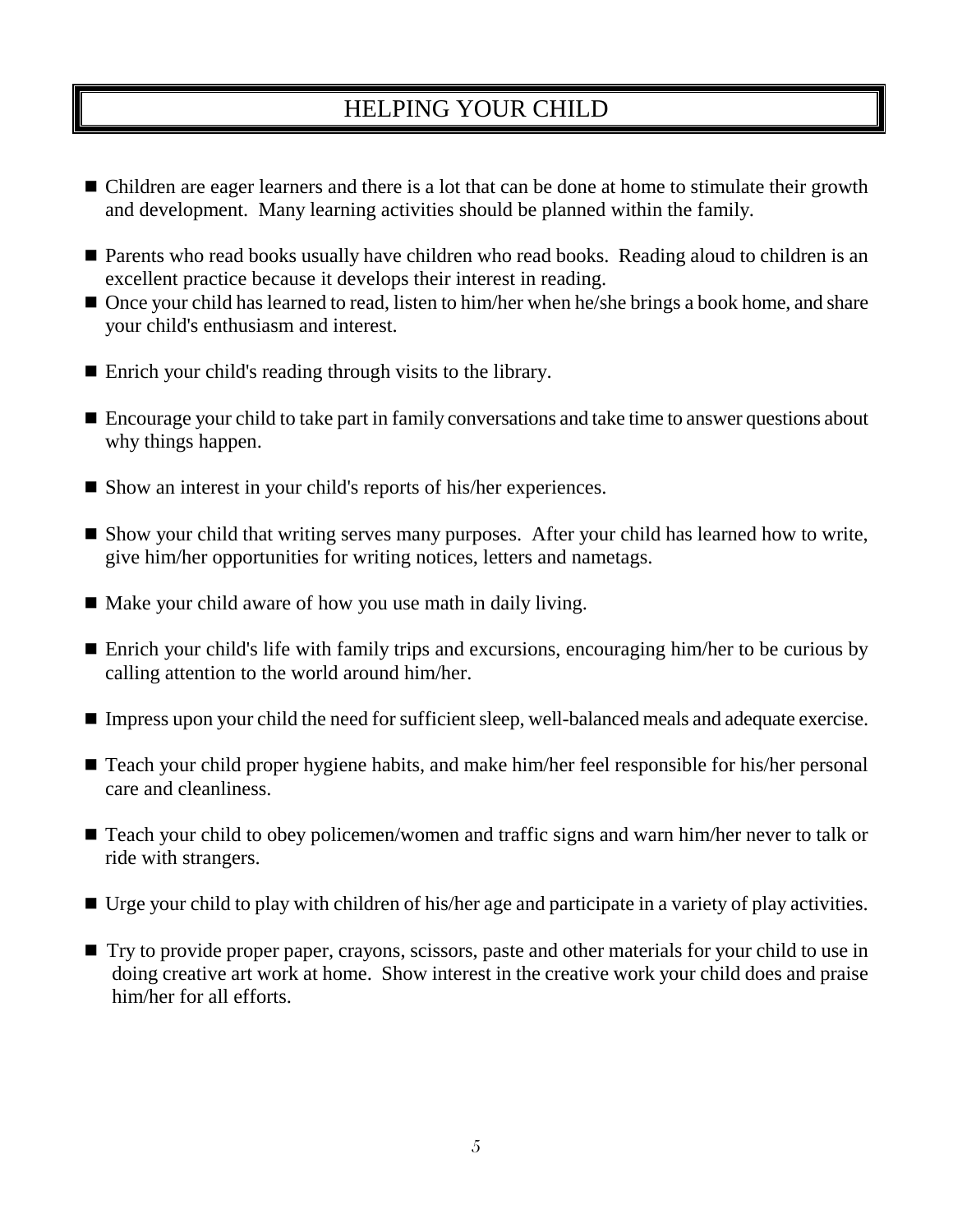# HELPING YOUR CHILD

- Children are eager learners and there is a lot that can be done at home to stimulate their growth and development. Many learning activities should be planned within the family.

- Parents who read books usually have children who read books. Reading aloud to children is an excellent practice because it develops their interest in reading.
- Once your child has learned to read, listen to him/her when he/she brings a book home, and share your child's enthusiasm and interest.

- Enrich your child's reading through visits to the library.

- Encourage your child to take part in family conversations and take time to answer questions about why things happen.

- Show an interest in your child's reports of his/her experiences.

- Show your child that writing serves many purposes. After your child has learned how to write, give him/her opportunities for writing notices, letters and nametags.

- Make your child aware of how you use math in daily living.

- Enrich your child's life with family trips and excursions, encouraging him/her to be curious by calling attention to the world around him/her.

- Impress upon your child the need for sufficient sleep, well-balanced meals and adequate exercise.

- Teach your child proper hygiene habits, and make him/her feel responsible for his/her personal care and cleanliness.

- Teach your child to obey policemen/women and traffic signs and warn him/her never to talk or ride with strangers.

- Urge your child to play with children of his/her age and participate in a variety of play activities.

- Try to provide proper paper, crayons, scissors, paste and other materials for your child to use in doing creative art work at home. Show interest in the creative work your child does and praise him/her for all efforts.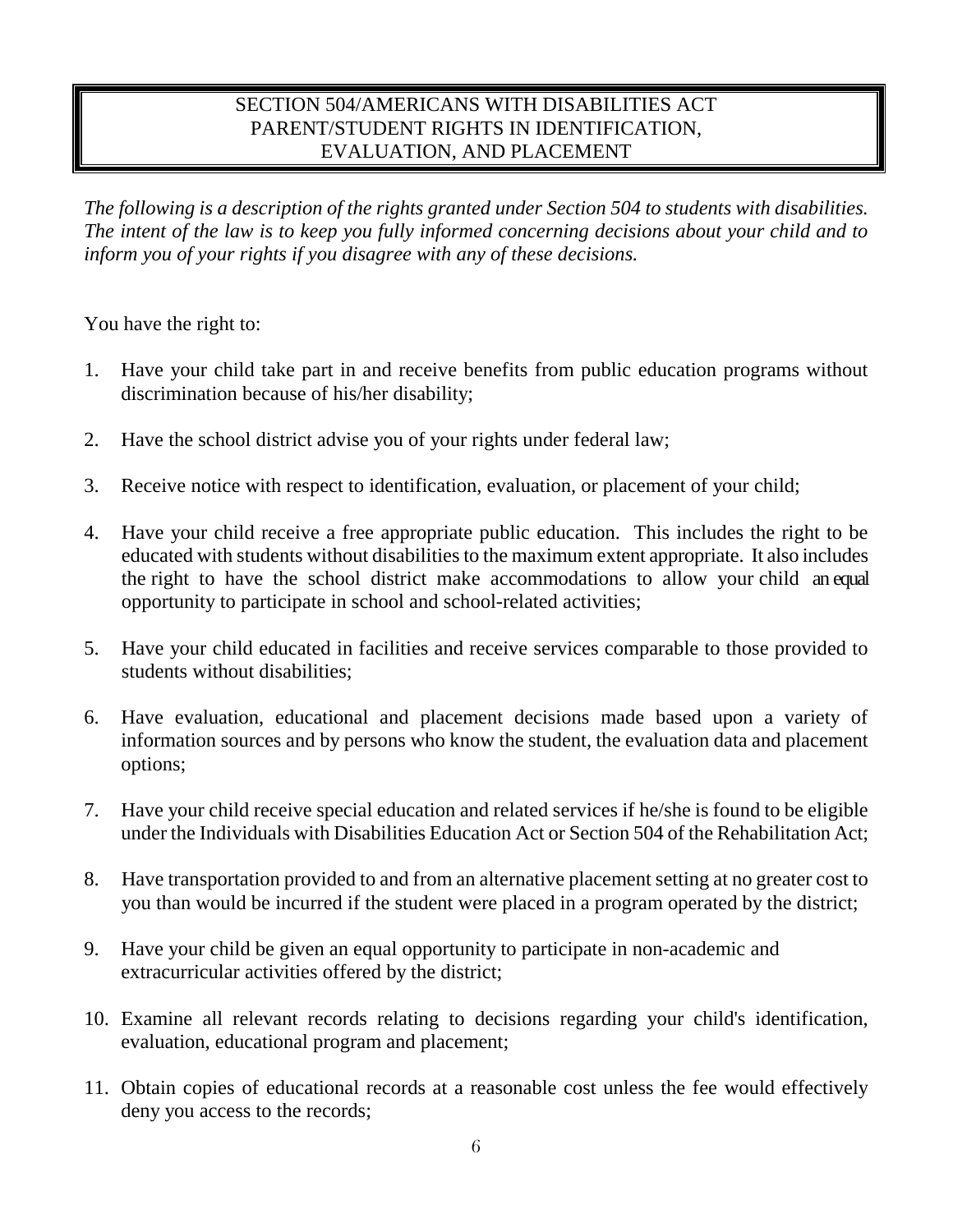# SECTION 504/AMERICANS WITH DISABILITIES ACT PARENT/STUDENT RIGHTS IN IDENTIFICATION, EVALUATION, AND PLACEMENT

*The following is a description of the rights granted under Section 504 to students with disabilities. The intent of the law is to keep you fully informed concerning decisions about your child and to inform you of your rights if you disagree with any of these decisions.*

You have the right to:

1. Have your child take part in and receive benefits from public education programs without discrimination because of his/her disability;

2. Have the school district advise you of your rights under federal law;

3. Receive notice with respect to identification, evaluation, or placement of your child;

4. Have your child receive a free appropriate public education. This includes the right to be educated with students without disabilities to the maximum extent appropriate. It also includes the right to have the school district make accommodations to allow your child an equal opportunity to participate in school and school-related activities;

5. Have your child educated in facilities and receive services comparable to those provided to students without disabilities;

6. Have evaluation, educational and placement decisions made based upon a variety of information sources and by persons who know the student, the evaluation data and placement options;

7. Have your child receive special education and related services if he/she is found to be eligible under the Individuals with Disabilities Education Act or Section 504 of the Rehabilitation Act;

8. Have transportation provided to and from an alternative placement setting at no greater cost to you than would be incurred if the student were placed in a program operated by the district;

9. Have your child be given an equal opportunity to participate in non-academic and extracurricular activities offered by the district;

10. Examine all relevant records relating to decisions regarding your child's identification, evaluation, educational program and placement;

11. Obtain copies of educational records at a reasonable cost unless the fee would effectively deny you access to the records;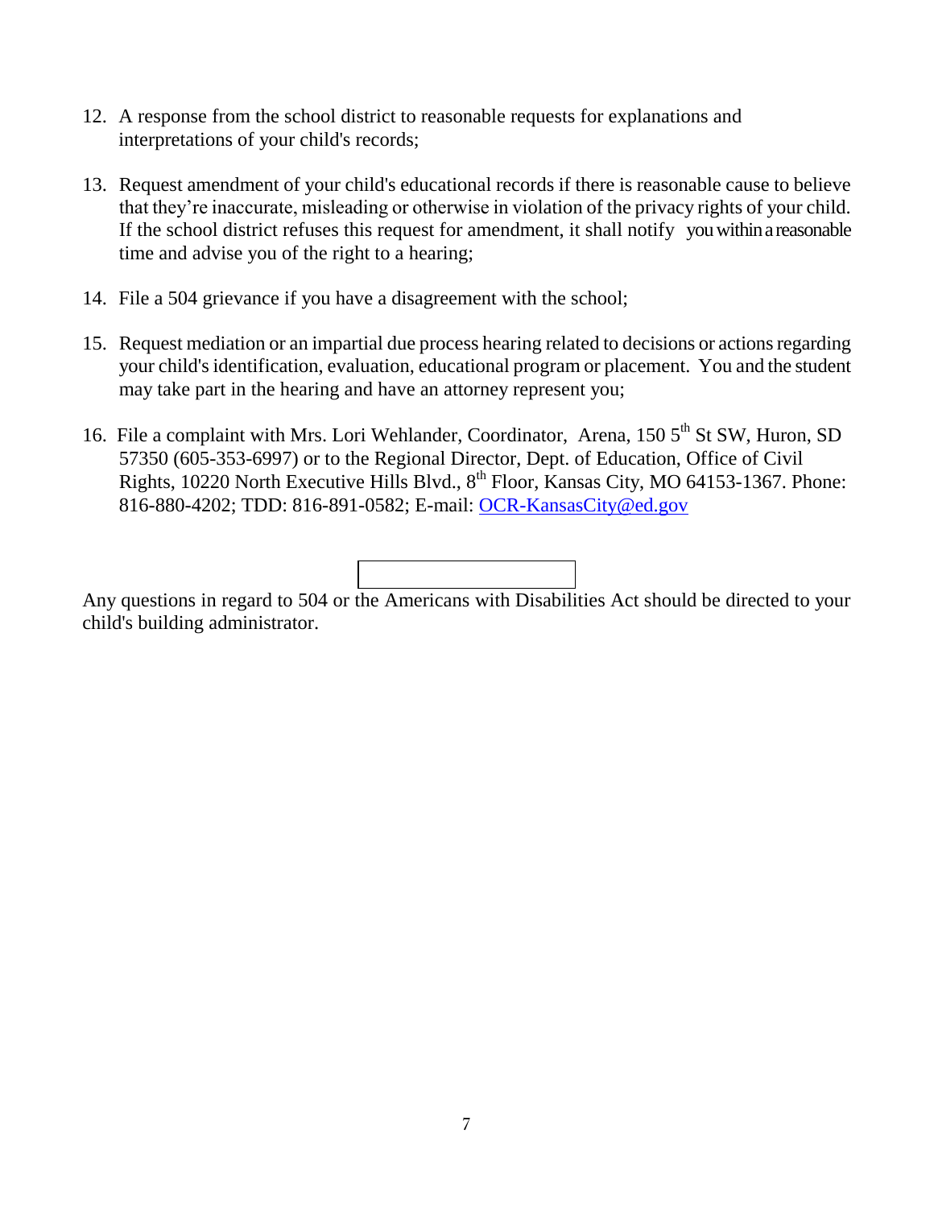12. A response from the school district to reasonable requests for explanations and interpretations of your child's records;

13. Request amendment of your child's educational records if there is reasonable cause to believe that they're inaccurate, misleading or otherwise in violation of the privacy rights of your child. If the school district refuses this request for amendment, it shall notify you within a reasonable time and advise you of the right to a hearing;

14. File a 504 grievance if you have a disagreement with the school;

15. Request mediation or an impartial due process hearing related to decisions or actions regarding your child's identification, evaluation, educational program or placement. You and the student may take part in the hearing and have an attorney represent you;

16. File a complaint with Mrs. Lori Wehlander, Coordinator, Arena, 150 5th St SW, Huron, SD 57350 (605-353-6997) or to the Regional Director, Dept. of Education, Office of Civil Rights, 10220 North Executive Hills Blvd., 8th Floor, Kansas City, MO 64153-1367. Phone: 816-880-4202; TDD: 816-891-0582; E-mail: OCR-KansasCity@ed.gov

Any questions in regard to 504 or the Americans with Disabilities Act should be directed to your child's building administrator.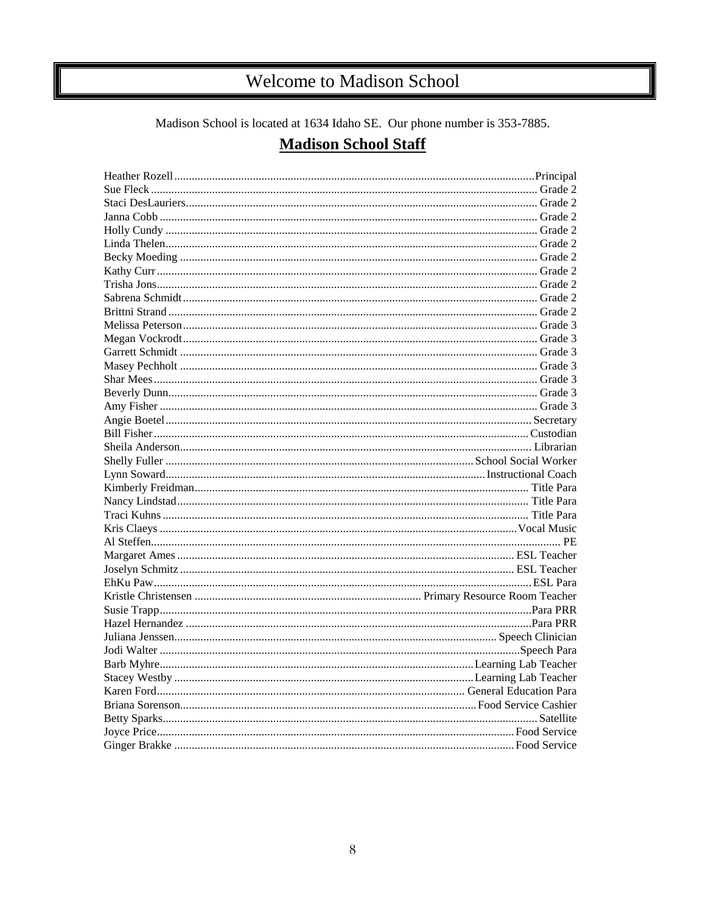# Welcome to Madison School

Madison School is located at 1634 Idaho SE. Our phone number is 353-7885.

## Madison School Staff

| Name | Position |
|---|---|
| Heather Rozell | Principal |
| Sue Fleck | Grade 2 |
| Staci DesLauriers | Grade 2 |
| Janna Cobb | Grade 2 |
| Holly Cundy | Grade 2 |
| Linda Thelen | Grade 2 |
| Becky Moeding | Grade 2 |
| Kathy Curr | Grade 2 |
| Trisha Jons | Grade 2 |
| Sabrena Schmidt | Grade 2 |
| Brittni Strand | Grade 2 |
| Melissa Peterson | Grade 3 |
| Megan Vockrodt | Grade 3 |
| Garrett Schmidt | Grade 3 |
| Masey Pechholt | Grade 3 |
| Shar Mees | Grade 3 |
| Beverly Dunn | Grade 3 |
| Amy Fisher | Grade 3 |
| Angie Boetel | Secretary |
| Bill Fisher | Custodian |
| Sheila Anderson | Librarian |
| Shelly Fuller | School Social Worker |
| Lynn Soward | Instructional Coach |
| Kimberly Freidman | Title Para |
| Nancy Lindstad | Title Para |
| Traci Kuhns | Title Para |
| Kris Claeys | Vocal Music |
| Al Steffen | PE |
| Margaret Ames | ESL Teacher |
| Joselyn Schmitz | ESL Teacher |
| EhKu Paw | ESL Para |
| Kristle Christensen | Primary Resource Room Teacher |
| Susie Trapp | Para PRR |
| Hazel Hernandez | Para PRR |
| Juliana Jenssen | Speech Clinician |
| Jodi Walter | Speech Para |
| Barb Myhre | Learning Lab Teacher |
| Stacey Westby | Learning Lab Teacher |
| Karen Ford | General Education Para |
| Briana Sorenson | Food Service Cashier |
| Betty Sparks | Satellite |
| Joyce Price | Food Service |
| Ginger Brakke | Food Service |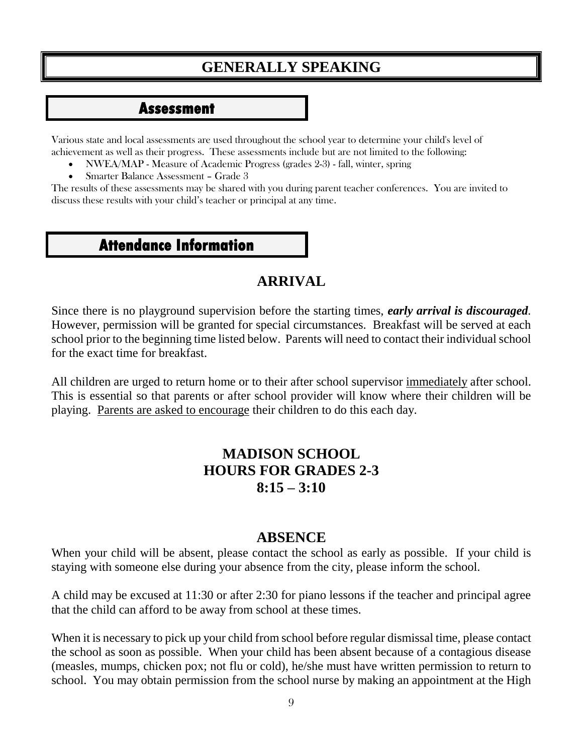# GENERALLY SPEAKING

## Assessment

Various state and local assessments are used throughout the school year to determine your child's level of achievement as well as their progress. These assessments include but are not limited to the following:

- NWEA/MAP - Measure of Academic Progress (grades 2-3) - fall, winter, spring
- Smarter Balance Assessment – Grade 3

The results of these assessments may be shared with you during parent teacher conferences. You are invited to discuss these results with your child's teacher or principal at any time.

## Attendance Information

### ARRIVAL

Since there is no playground supervision before the starting times, ***early arrival is discouraged***. However, permission will be granted for special circumstances. Breakfast will be served at each school prior to the beginning time listed below. Parents will need to contact their individual school for the exact time for breakfast.

All children are urged to return home or to their after school supervisor immediately after school. This is essential so that parents or after school provider will know where their children will be playing. Parents are asked to encourage their children to do this each day.

**MADISON SCHOOL**
**HOURS FOR GRADES 2-3**
**8:15 – 3:10**

### ABSENCE

When your child will be absent, please contact the school as early as possible. If your child is staying with someone else during your absence from the city, please inform the school.

A child may be excused at 11:30 or after 2:30 for piano lessons if the teacher and principal agree that the child can afford to be away from school at these times.

When it is necessary to pick up your child from school before regular dismissal time, please contact the school as soon as possible. When your child has been absent because of a contagious disease (measles, mumps, chicken pox; not flu or cold), he/she must have written permission to return to school. You may obtain permission from the school nurse by making an appointment at the High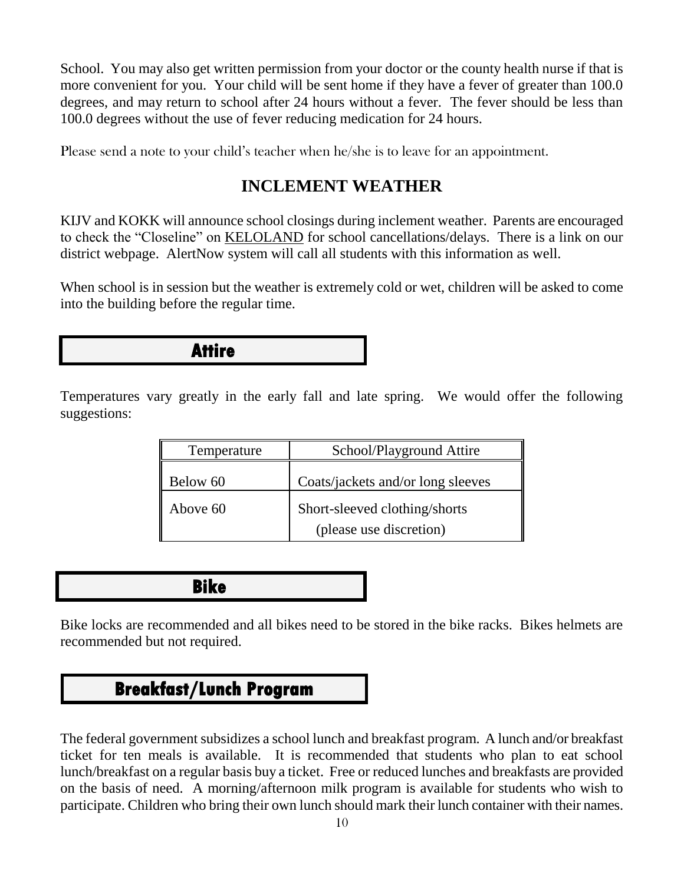School. You may also get written permission from your doctor or the county health nurse if that is more convenient for you. Your child will be sent home if they have a fever of greater than 100.0 degrees, and may return to school after 24 hours without a fever. The fever should be less than 100.0 degrees without the use of fever reducing medication for 24 hours.

Please send a note to your child's teacher when he/she is to leave for an appointment.

## INCLEMENT WEATHER

KIJV and KOKK will announce school closings during inclement weather. Parents are encouraged to check the "Closeline" on KELOLAND for school cancellations/delays. There is a link on our district webpage. AlertNow system will call all students with this information as well.

When school is in session but the weather is extremely cold or wet, children will be asked to come into the building before the regular time.

## Attire

Temperatures vary greatly in the early fall and late spring. We would offer the following suggestions:

| Temperature | School/Playground Attire |
|---|---|
| Below 60 | Coats/jackets and/or long sleeves |
| Above 60 | Short-sleeved clothing/shorts (please use discretion) |

## Bike

Bike locks are recommended and all bikes need to be stored in the bike racks. Bikes helmets are recommended but not required.

## Breakfast/Lunch Program

The federal government subsidizes a school lunch and breakfast program. A lunch and/or breakfast ticket for ten meals is available. It is recommended that students who plan to eat school lunch/breakfast on a regular basis buy a ticket. Free or reduced lunches and breakfasts are provided on the basis of need. A morning/afternoon milk program is available for students who wish to participate. Children who bring their own lunch should mark their lunch container with their names.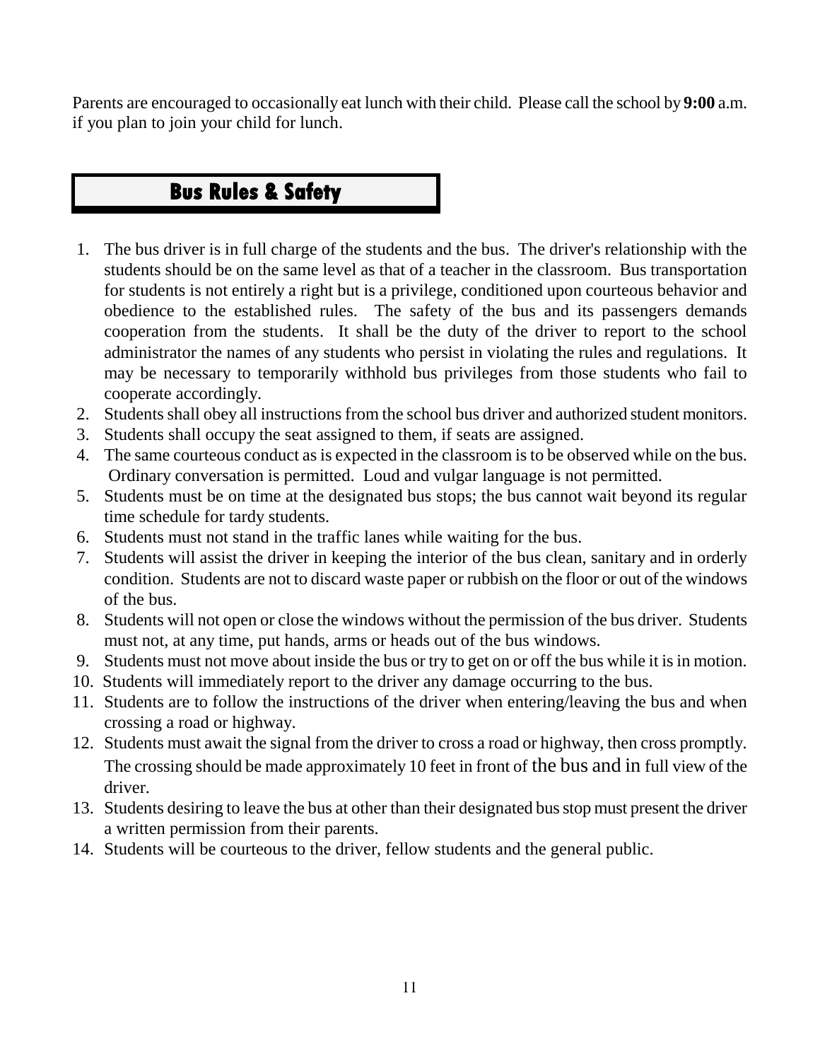Parents are encouraged to occasionally eat lunch with their child. Please call the school by **9:00** a.m. if you plan to join your child for lunch.

## Bus Rules & Safety

1. The bus driver is in full charge of the students and the bus. The driver's relationship with the students should be on the same level as that of a teacher in the classroom. Bus transportation for students is not entirely a right but is a privilege, conditioned upon courteous behavior and obedience to the established rules. The safety of the bus and its passengers demands cooperation from the students. It shall be the duty of the driver to report to the school administrator the names of any students who persist in violating the rules and regulations. It may be necessary to temporarily withhold bus privileges from those students who fail to cooperate accordingly.
2. Students shall obey all instructions from the school bus driver and authorized student monitors.
3. Students shall occupy the seat assigned to them, if seats are assigned.
4. The same courteous conduct as is expected in the classroom is to be observed while on the bus. Ordinary conversation is permitted. Loud and vulgar language is not permitted.
5. Students must be on time at the designated bus stops; the bus cannot wait beyond its regular time schedule for tardy students.
6. Students must not stand in the traffic lanes while waiting for the bus.
7. Students will assist the driver in keeping the interior of the bus clean, sanitary and in orderly condition. Students are not to discard waste paper or rubbish on the floor or out of the windows of the bus.
8. Students will not open or close the windows without the permission of the bus driver. Students must not, at any time, put hands, arms or heads out of the bus windows.
9. Students must not move about inside the bus or try to get on or off the bus while it is in motion.
10. Students will immediately report to the driver any damage occurring to the bus.
11. Students are to follow the instructions of the driver when entering/leaving the bus and when crossing a road or highway.
12. Students must await the signal from the driver to cross a road or highway, then cross promptly. The crossing should be made approximately 10 feet in front of the bus and in full view of the driver.
13. Students desiring to leave the bus at other than their designated bus stop must present the driver a written permission from their parents.
14. Students will be courteous to the driver, fellow students and the general public.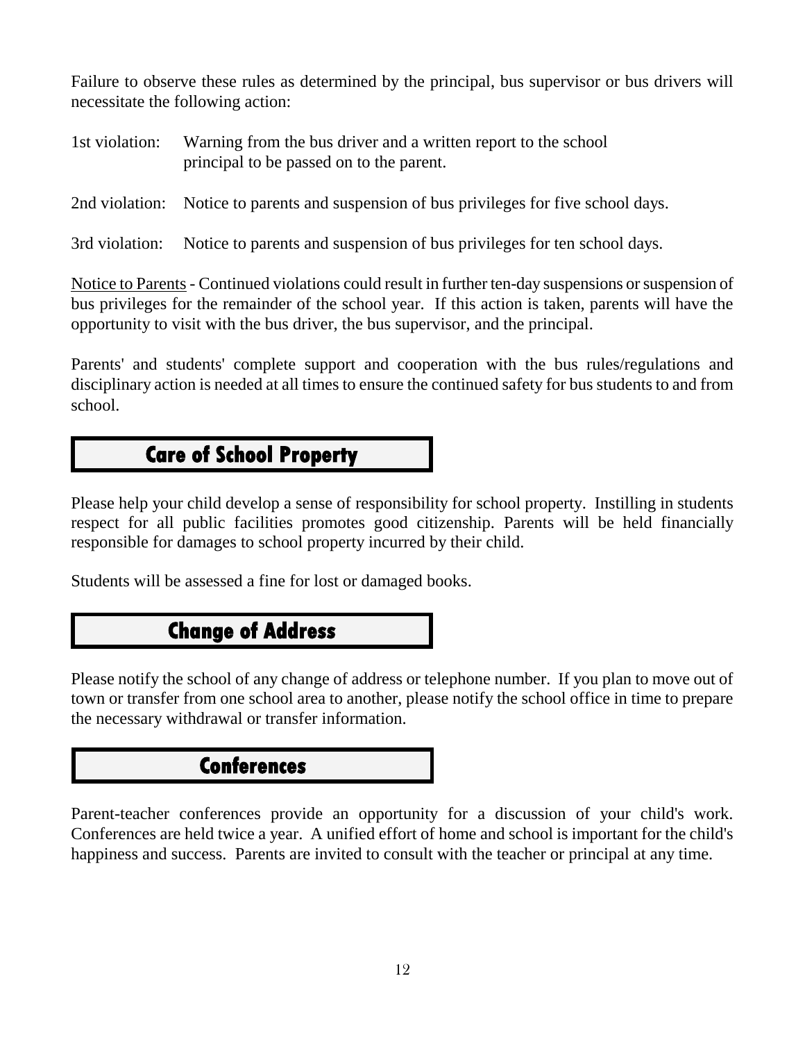Failure to observe these rules as determined by the principal, bus supervisor or bus drivers will necessitate the following action:

1st violation: Warning from the bus driver and a written report to the school principal to be passed on to the parent.

2nd violation: Notice to parents and suspension of bus privileges for five school days.

3rd violation: Notice to parents and suspension of bus privileges for ten school days.

<u>Notice to Parents</u> - Continued violations could result in further ten-day suspensions or suspension of bus privileges for the remainder of the school year. If this action is taken, parents will have the opportunity to visit with the bus driver, the bus supervisor, and the principal.

Parents' and students' complete support and cooperation with the bus rules/regulations and disciplinary action is needed at all times to ensure the continued safety for bus students to and from school.

## Care of School Property

Please help your child develop a sense of responsibility for school property. Instilling in students respect for all public facilities promotes good citizenship. Parents will be held financially responsible for damages to school property incurred by their child.

Students will be assessed a fine for lost or damaged books.

## Change of Address

Please notify the school of any change of address or telephone number. If you plan to move out of town or transfer from one school area to another, please notify the school office in time to prepare the necessary withdrawal or transfer information.

## Conferences

Parent-teacher conferences provide an opportunity for a discussion of your child's work. Conferences are held twice a year. A unified effort of home and school is important for the child's happiness and success. Parents are invited to consult with the teacher or principal at any time.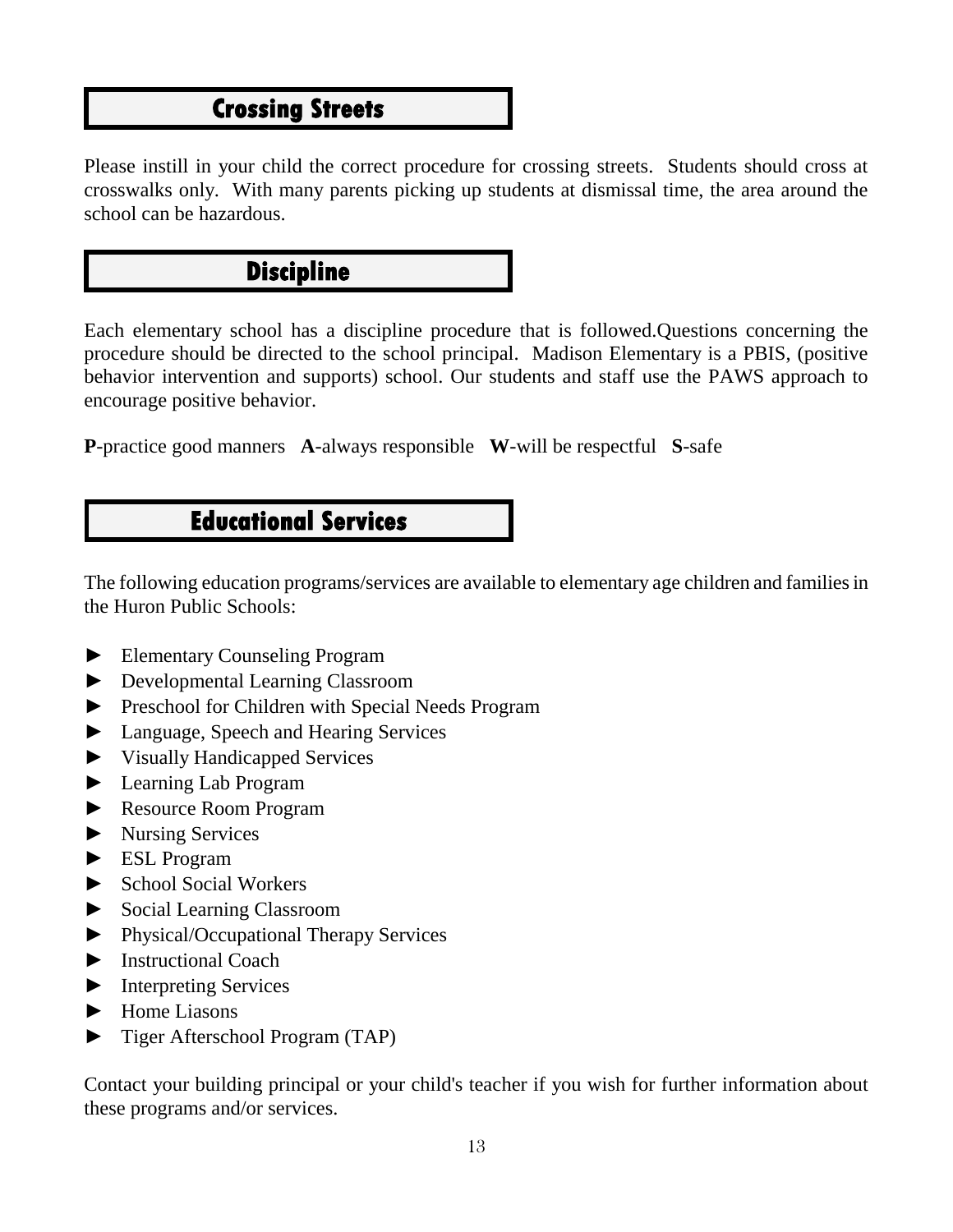## Crossing Streets

Please instill in your child the correct procedure for crossing streets. Students should cross at crosswalks only. With many parents picking up students at dismissal time, the area around the school can be hazardous.

## Discipline

Each elementary school has a discipline procedure that is followed.Questions concerning the procedure should be directed to the school principal. Madison Elementary is a PBIS, (positive behavior intervention and supports) school. Our students and staff use the PAWS approach to encourage positive behavior.

**P**-practice good manners **A**-always responsible **W**-will be respectful **S**-safe

## Educational Services

The following education programs/services are available to elementary age children and families in the Huron Public Schools:

- Elementary Counseling Program
- Developmental Learning Classroom
- Preschool for Children with Special Needs Program
- Language, Speech and Hearing Services
- Visually Handicapped Services
- Learning Lab Program
- Resource Room Program
- Nursing Services
- ESL Program
- School Social Workers
- Social Learning Classroom
- Physical/Occupational Therapy Services
- Instructional Coach
- Interpreting Services
- Home Liasons
- Tiger Afterschool Program (TAP)

Contact your building principal or your child's teacher if you wish for further information about these programs and/or services.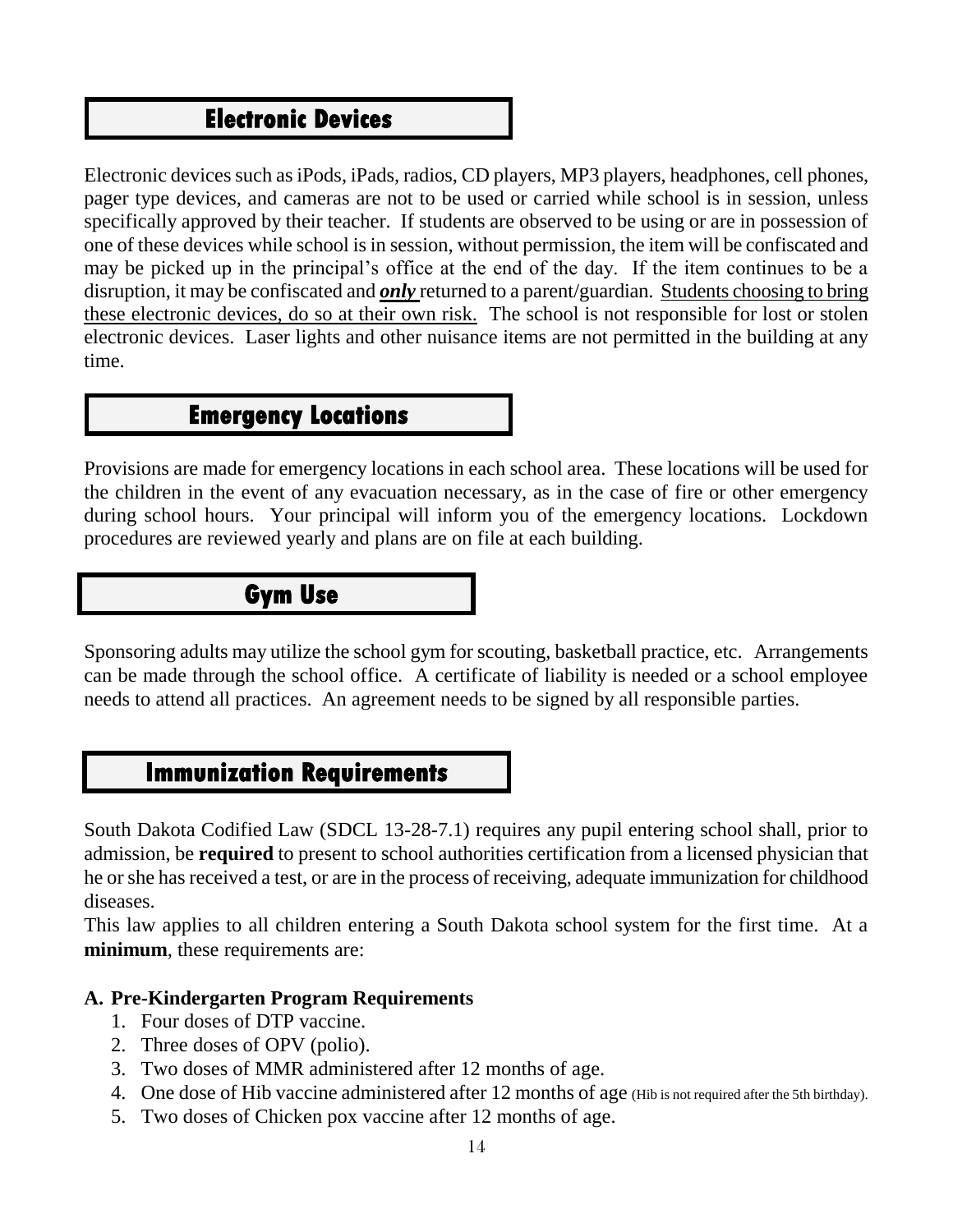## Electronic Devices

Electronic devices such as iPods, iPads, radios, CD players, MP3 players, headphones, cell phones, pager type devices, and cameras are not to be used or carried while school is in session, unless specifically approved by their teacher. If students are observed to be using or are in possession of one of these devices while school is in session, without permission, the item will be confiscated and may be picked up in the principal's office at the end of the day. If the item continues to be a disruption, it may be confiscated and ***only*** returned to a parent/guardian. <u>Students choosing to bring these electronic devices, do so at their own risk.</u> The school is not responsible for lost or stolen electronic devices. Laser lights and other nuisance items are not permitted in the building at any time.

## Emergency Locations

Provisions are made for emergency locations in each school area. These locations will be used for the children in the event of any evacuation necessary, as in the case of fire or other emergency during school hours. Your principal will inform you of the emergency locations. Lockdown procedures are reviewed yearly and plans are on file at each building.

## Gym Use

Sponsoring adults may utilize the school gym for scouting, basketball practice, etc. Arrangements can be made through the school office. A certificate of liability is needed or a school employee needs to attend all practices. An agreement needs to be signed by all responsible parties.

## Immunization Requirements

South Dakota Codified Law (SDCL 13-28-7.1) requires any pupil entering school shall, prior to admission, be **required** to present to school authorities certification from a licensed physician that he or she has received a test, or are in the process of receiving, adequate immunization for childhood diseases.

This law applies to all children entering a South Dakota school system for the first time. At a **minimum**, these requirements are:

**A. Pre-Kindergarten Program Requirements**

1. Four doses of DTP vaccine.
2. Three doses of OPV (polio).
3. Two doses of MMR administered after 12 months of age.
4. One dose of Hib vaccine administered after 12 months of age (Hib is not required after the 5th birthday).
5. Two doses of Chicken pox vaccine after 12 months of age.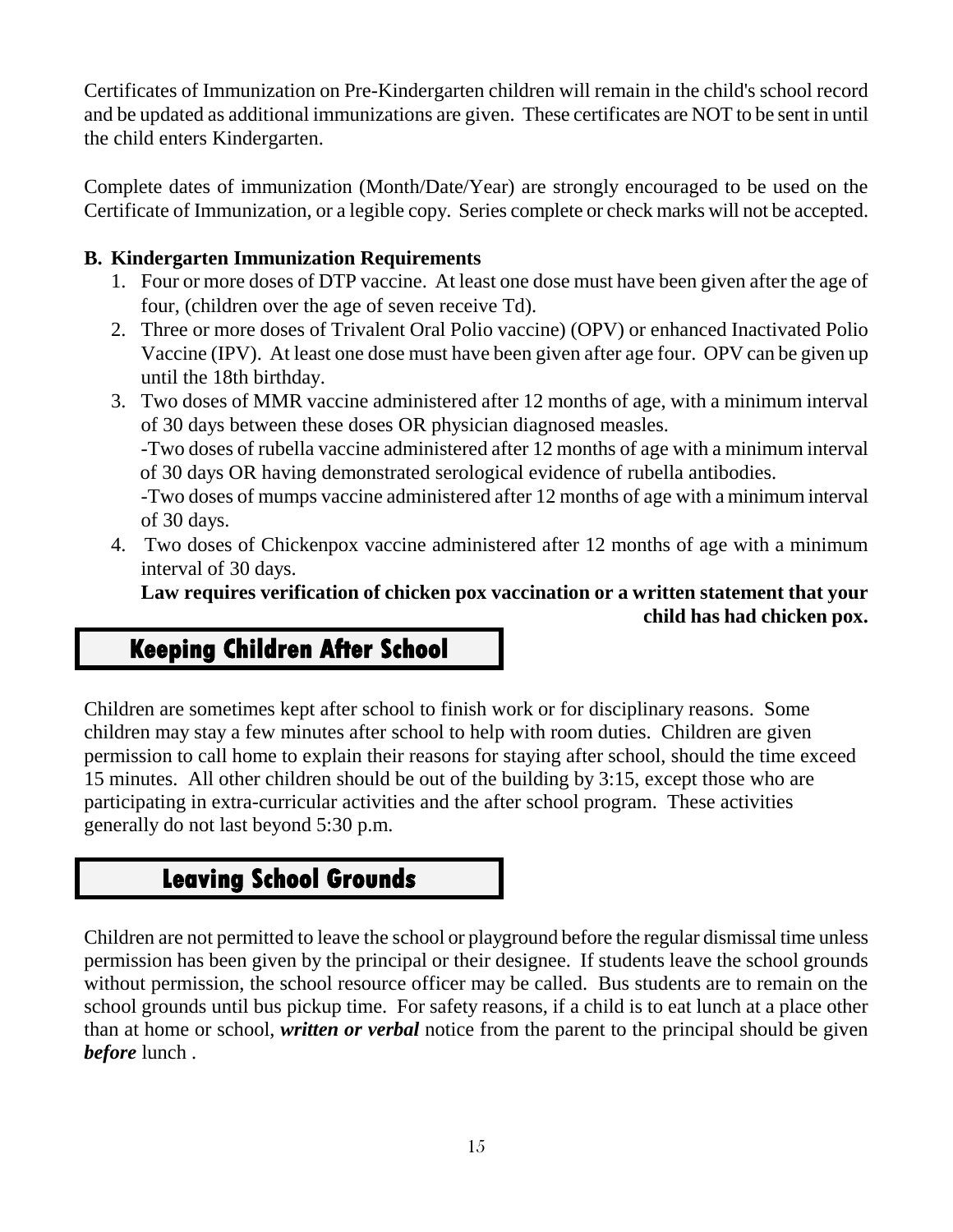Certificates of Immunization on Pre-Kindergarten children will remain in the child's school record and be updated as additional immunizations are given. These certificates are NOT to be sent in until the child enters Kindergarten.

Complete dates of immunization (Month/Date/Year) are strongly encouraged to be used on the Certificate of Immunization, or a legible copy. Series complete or check marks will not be accepted.

**B. Kindergarten Immunization Requirements**

1. Four or more doses of DTP vaccine. At least one dose must have been given after the age of four, (children over the age of seven receive Td).
2. Three or more doses of Trivalent Oral Polio vaccine) (OPV) or enhanced Inactivated Polio Vaccine (IPV). At least one dose must have been given after age four. OPV can be given up until the 18th birthday.
3. Two doses of MMR vaccine administered after 12 months of age, with a minimum interval of 30 days between these doses OR physician diagnosed measles.
   -Two doses of rubella vaccine administered after 12 months of age with a minimum interval of 30 days OR having demonstrated serological evidence of rubella antibodies.
   -Two doses of mumps vaccine administered after 12 months of age with a minimum interval of 30 days.
4. Two doses of Chickenpox vaccine administered after 12 months of age with a minimum interval of 30 days.
   **Law requires verification of chicken pox vaccination or a written statement that your child has had chicken pox.**

## Keeping Children After School

Children are sometimes kept after school to finish work or for disciplinary reasons. Some children may stay a few minutes after school to help with room duties. Children are given permission to call home to explain their reasons for staying after school, should the time exceed 15 minutes. All other children should be out of the building by 3:15, except those who are participating in extra-curricular activities and the after school program. These activities generally do not last beyond 5:30 p.m.

## Leaving School Grounds

Children are not permitted to leave the school or playground before the regular dismissal time unless permission has been given by the principal or their designee. If students leave the school grounds without permission, the school resource officer may be called. Bus students are to remain on the school grounds until bus pickup time. For safety reasons, if a child is to eat lunch at a place other than at home or school, ***written or verbal*** notice from the parent to the principal should be given ***before*** lunch .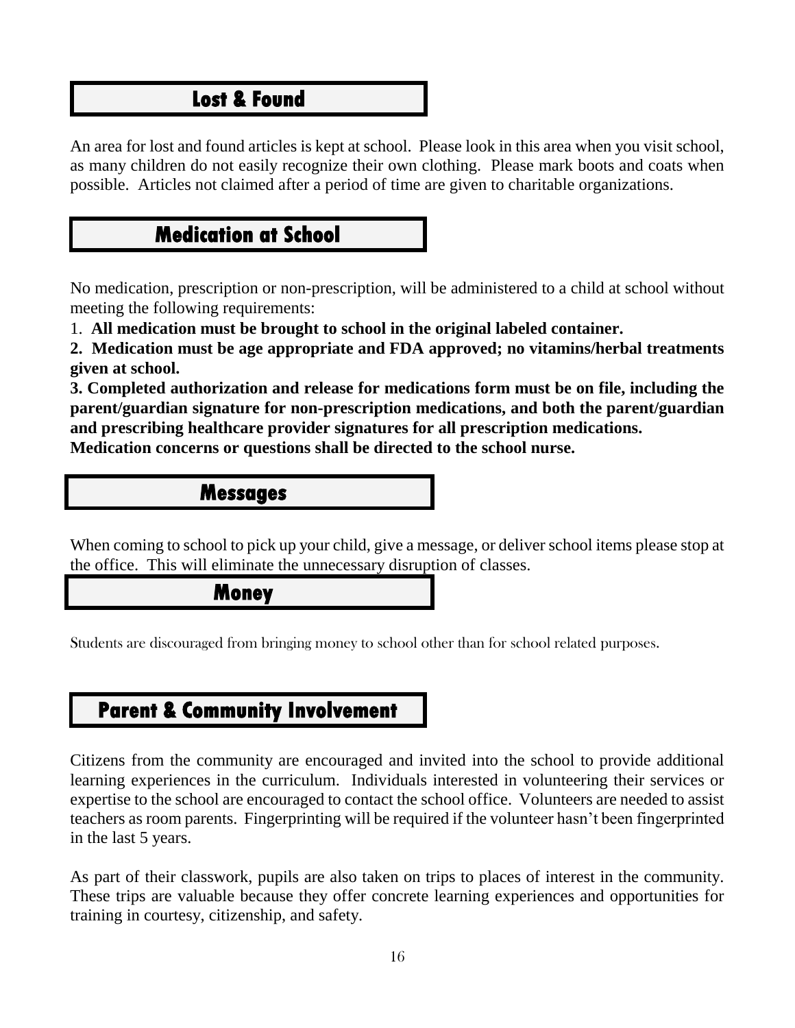## Lost & Found

An area for lost and found articles is kept at school. Please look in this area when you visit school, as many children do not easily recognize their own clothing. Please mark boots and coats when possible. Articles not claimed after a period of time are given to charitable organizations.

## Medication at School

No medication, prescription or non-prescription, will be administered to a child at school without meeting the following requirements:

1. **All medication must be brought to school in the original labeled container.**
2. **Medication must be age appropriate and FDA approved; no vitamins/herbal treatments given at school.**
3. **Completed authorization and release for medications form must be on file, including the parent/guardian signature for non-prescription medications, and both the parent/guardian and prescribing healthcare provider signatures for all prescription medications.**

**Medication concerns or questions shall be directed to the school nurse.**

## Messages

When coming to school to pick up your child, give a message, or deliver school items please stop at the office. This will eliminate the unnecessary disruption of classes.

## Money

Students are discouraged from bringing money to school other than for school related purposes.

## Parent & Community Involvement

Citizens from the community are encouraged and invited into the school to provide additional learning experiences in the curriculum. Individuals interested in volunteering their services or expertise to the school are encouraged to contact the school office. Volunteers are needed to assist teachers as room parents. Fingerprinting will be required if the volunteer hasn't been fingerprinted in the last 5 years.

As part of their classwork, pupils are also taken on trips to places of interest in the community. These trips are valuable because they offer concrete learning experiences and opportunities for training in courtesy, citizenship, and safety.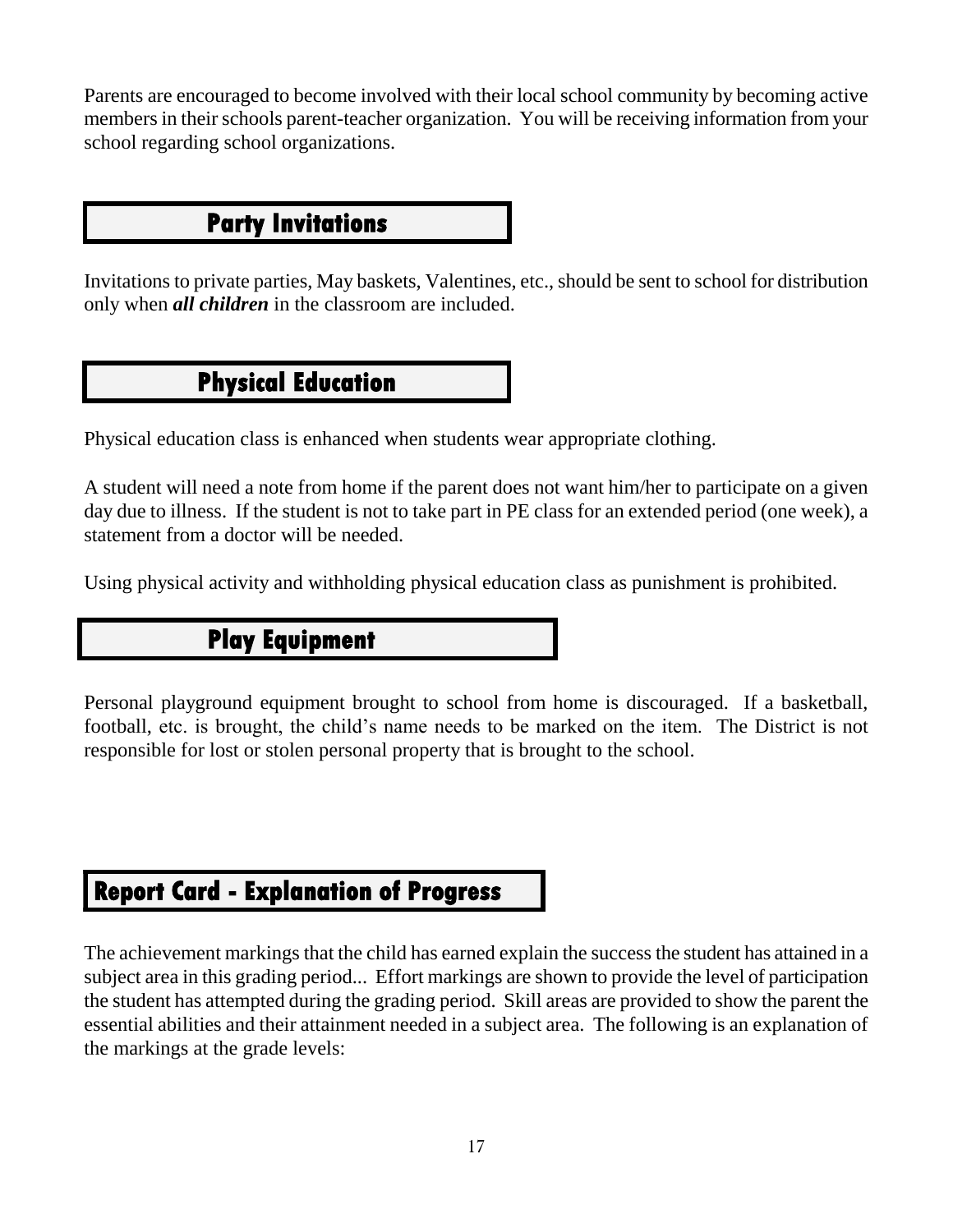Parents are encouraged to become involved with their local school community by becoming active members in their schools parent-teacher organization. You will be receiving information from your school regarding school organizations.

## Party Invitations

Invitations to private parties, May baskets, Valentines, etc., should be sent to school for distribution only when ***all children*** in the classroom are included.

## Physical Education

Physical education class is enhanced when students wear appropriate clothing.

A student will need a note from home if the parent does not want him/her to participate on a given day due to illness. If the student is not to take part in PE class for an extended period (one week), a statement from a doctor will be needed.

Using physical activity and withholding physical education class as punishment is prohibited.

## Play Equipment

Personal playground equipment brought to school from home is discouraged. If a basketball, football, etc. is brought, the child's name needs to be marked on the item. The District is not responsible for lost or stolen personal property that is brought to the school.

## Report Card - Explanation of Progress

The achievement markings that the child has earned explain the success the student has attained in a subject area in this grading period... Effort markings are shown to provide the level of participation the student has attempted during the grading period. Skill areas are provided to show the parent the essential abilities and their attainment needed in a subject area. The following is an explanation of the markings at the grade levels: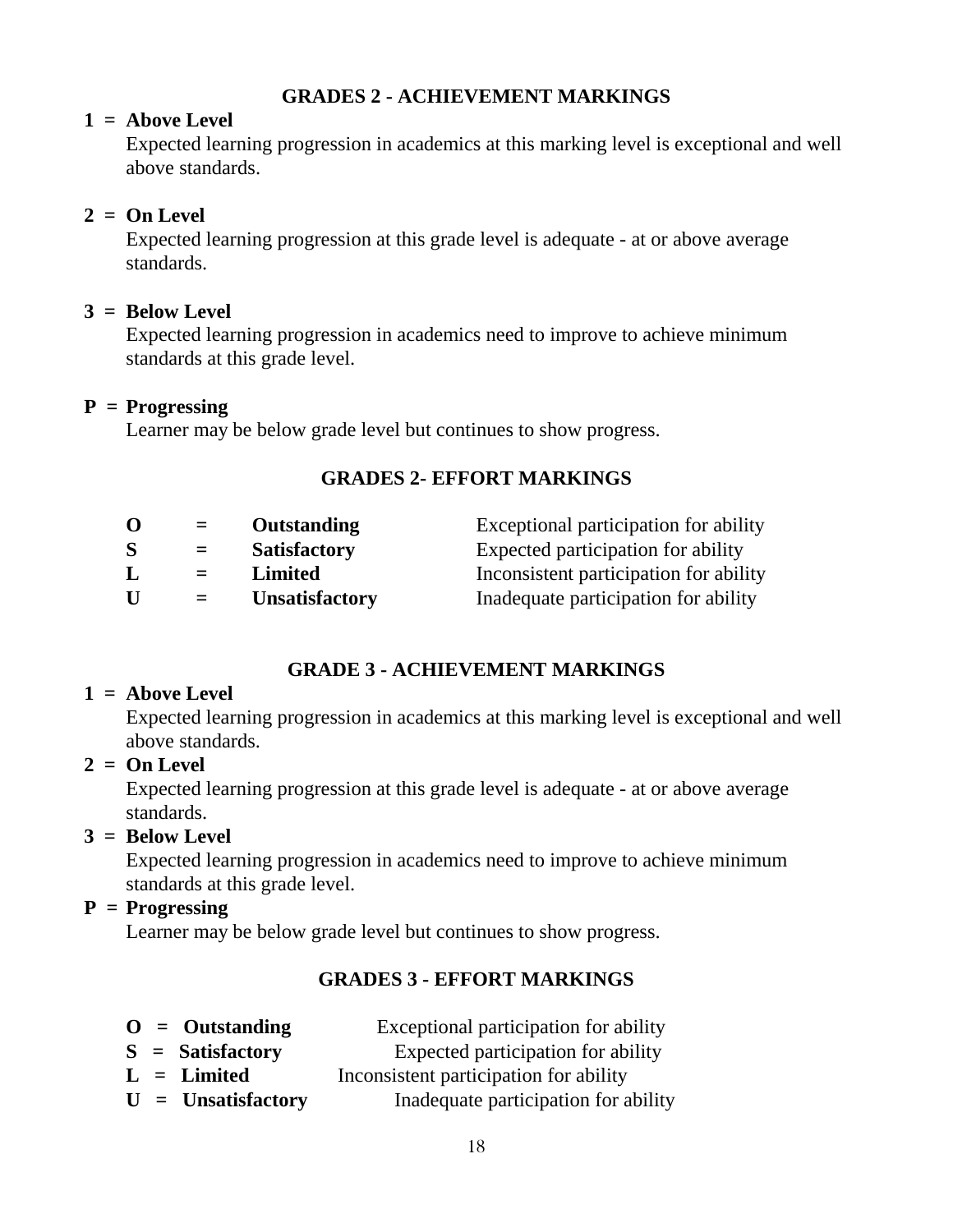## GRADES 2 - ACHIEVEMENT MARKINGS

**1 = Above Level**
Expected learning progression in academics at this marking level is exceptional and well above standards.

**2 = On Level**
Expected learning progression at this grade level is adequate - at or above average standards.

**3 = Below Level**
Expected learning progression in academics need to improve to achieve minimum standards at this grade level.

**P = Progressing**
Learner may be below grade level but continues to show progress.

## GRADES 2- EFFORT MARKINGS

| | | | |
|---|---|---|---|
| **O** | **=** | **Outstanding** | Exceptional participation for ability |
| **S** | **=** | **Satisfactory** | Expected participation for ability |
| **L** | **=** | **Limited** | Inconsistent participation for ability |
| **U** | **=** | **Unsatisfactory** | Inadequate participation for ability |

## GRADE 3 - ACHIEVEMENT MARKINGS

**1 = Above Level**
Expected learning progression in academics at this marking level is exceptional and well above standards.

**2 = On Level**
Expected learning progression at this grade level is adequate - at or above average standards.

**3 = Below Level**
Expected learning progression in academics need to improve to achieve minimum standards at this grade level.

**P = Progressing**
Learner may be below grade level but continues to show progress.

## GRADES 3 - EFFORT MARKINGS

| | | | |
|---|---|---|---|
| **O** | **=** | **Outstanding** | Exceptional participation for ability |
| **S** | **=** | **Satisfactory** | Expected participation for ability |
| **L** | **=** | **Limited** | Inconsistent participation for ability |
| **U** | **=** | **Unsatisfactory** | Inadequate participation for ability |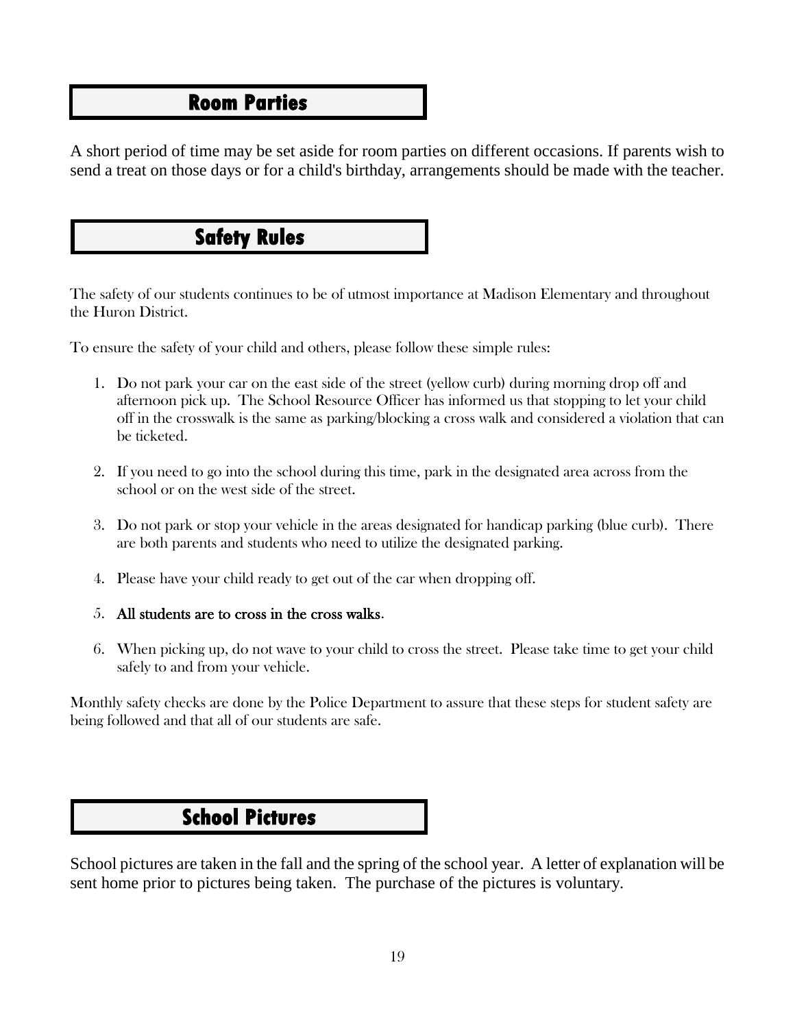## Room Parties

A short period of time may be set aside for room parties on different occasions. If parents wish to send a treat on those days or for a child's birthday, arrangements should be made with the teacher.

## Safety Rules

The safety of our students continues to be of utmost importance at Madison Elementary and throughout the Huron District.

To ensure the safety of your child and others, please follow these simple rules:

1. Do not park your car on the east side of the street (yellow curb) during morning drop off and afternoon pick up. The School Resource Officer has informed us that stopping to let your child off in the crosswalk is the same as parking/blocking a cross walk and considered a violation that can be ticketed.

2. If you need to go into the school during this time, park in the designated area across from the school or on the west side of the street.

3. Do not park or stop your vehicle in the areas designated for handicap parking (blue curb). There are both parents and students who need to utilize the designated parking.

4. Please have your child ready to get out of the car when dropping off.

5. **All students are to cross in the cross walks**.

6. When picking up, do not wave to your child to cross the street. Please take time to get your child safely to and from your vehicle.

Monthly safety checks are done by the Police Department to assure that these steps for student safety are being followed and that all of our students are safe.

## School Pictures

School pictures are taken in the fall and the spring of the school year. A letter of explanation will be sent home prior to pictures being taken. The purchase of the pictures is voluntary.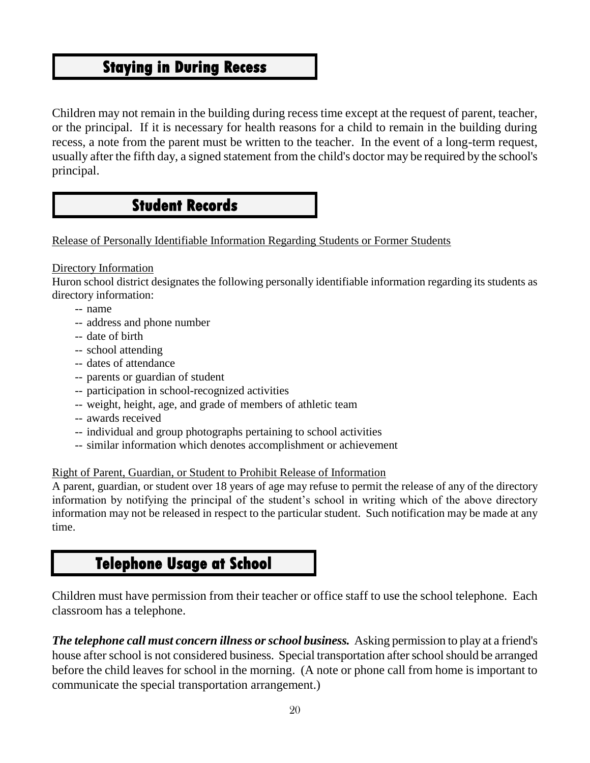## Staying in During Recess

Children may not remain in the building during recess time except at the request of parent, teacher, or the principal. If it is necessary for health reasons for a child to remain in the building during recess, a note from the parent must be written to the teacher. In the event of a long-term request, usually after the fifth day, a signed statement from the child's doctor may be required by the school's principal.

## Student Records

Release of Personally Identifiable Information Regarding Students or Former Students

Directory Information

Huron school district designates the following personally identifiable information regarding its students as directory information:

- name
- address and phone number
- date of birth
- school attending
- dates of attendance
- parents or guardian of student
- participation in school-recognized activities
- weight, height, age, and grade of members of athletic team
- awards received
- individual and group photographs pertaining to school activities
- similar information which denotes accomplishment or achievement

Right of Parent, Guardian, or Student to Prohibit Release of Information

A parent, guardian, or student over 18 years of age may refuse to permit the release of any of the directory information by notifying the principal of the student's school in writing which of the above directory information may not be released in respect to the particular student. Such notification may be made at any time.

## Telephone Usage at School

Children must have permission from their teacher or office staff to use the school telephone. Each classroom has a telephone.

***The telephone call must concern illness or school business.*** Asking permission to play at a friend's house after school is not considered business. Special transportation after school should be arranged before the child leaves for school in the morning. (A note or phone call from home is important to communicate the special transportation arrangement.)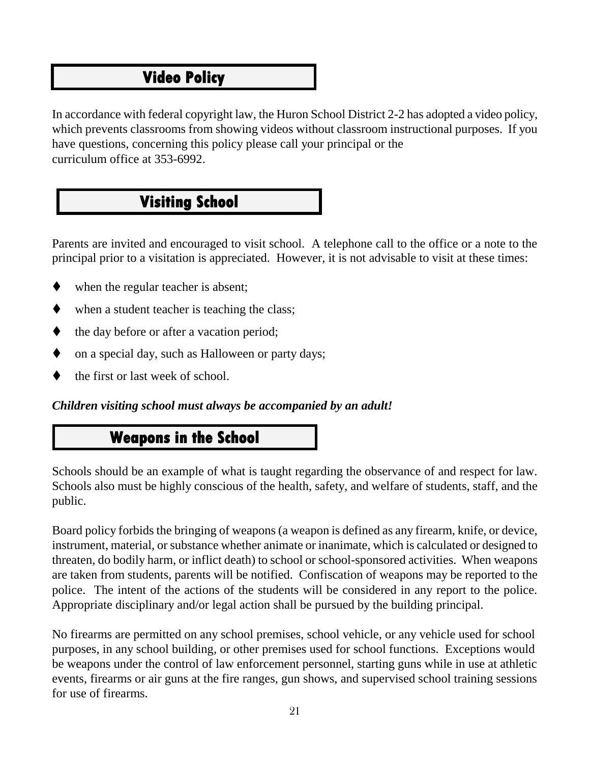## Video Policy

In accordance with federal copyright law, the Huron School District 2-2 has adopted a video policy, which prevents classrooms from showing videos without classroom instructional purposes. If you have questions, concerning this policy please call your principal or the curriculum office at 353-6992.

## Visiting School

Parents are invited and encouraged to visit school. A telephone call to the office or a note to the principal prior to a visitation is appreciated. However, it is not advisable to visit at these times:

- when the regular teacher is absent;
- when a student teacher is teaching the class;
- the day before or after a vacation period;
- on a special day, such as Halloween or party days;
- the first or last week of school.

***Children visiting school must always be accompanied by an adult!***

## Weapons in the School

Schools should be an example of what is taught regarding the observance of and respect for law. Schools also must be highly conscious of the health, safety, and welfare of students, staff, and the public.

Board policy forbids the bringing of weapons (a weapon is defined as any firearm, knife, or device, instrument, material, or substance whether animate or inanimate, which is calculated or designed to threaten, do bodily harm, or inflict death) to school or school-sponsored activities. When weapons are taken from students, parents will be notified. Confiscation of weapons may be reported to the police. The intent of the actions of the students will be considered in any report to the police. Appropriate disciplinary and/or legal action shall be pursued by the building principal.

No firearms are permitted on any school premises, school vehicle, or any vehicle used for school purposes, in any school building, or other premises used for school functions. Exceptions would be weapons under the control of law enforcement personnel, starting guns while in use at athletic events, firearms or air guns at the fire ranges, gun shows, and supervised school training sessions for use of firearms.